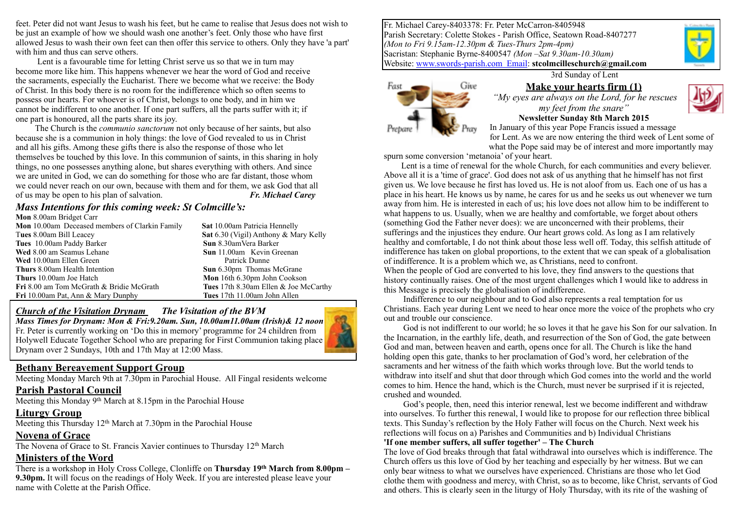feet. Peter did not want Jesus to wash his feet, but he came to realise that Jesus does not wish to be just an example of how we should wash one another's feet. Only those who have first allowed Jesus to wash their own feet can then offer this service to others. Only they have 'a part' with him and thus can serve others.

Lent is a favourable time for letting Christ serve us so that we in turn may become more like him. This happens whenever we hear the word of God and receive the sacraments, especially the Eucharist. There we become what we receive: the Body of Christ. In this body there is no room for the indifference which so often seems to possess our hearts. For whoever is of Christ, belongs to one body, and in him we cannot be indifferent to one another. If one part suffers, all the parts suffer with it; if one part is honoured, all the parts share its joy.

The Church is the *communio sanctorum* not only because of her saints, but also because she is a communion in holy things: the love of God revealed to us in Christ and all his gifts. Among these gifts there is also the response of those who let themselves be touched by this love. In this communion of saints, in this sharing in holy things, no one possesses anything alone, but shares everything with others. And since we are united in God, we can do something for those who are far distant, those whom we could never reach on our own, because with them and for them, we ask God that all of us may be open to his plan of salvation. ***Fr. Michael Carey***

## *Mass Intentions for this coming week: St Colmcille's:*

**Mon** 8.00am Bridget Carr
**Mon** 10.00am Deceased members of Clarkin Family
**Tues** 8.00am Bill Leacey
**Tues** 10.00am Paddy Barker
**Wed** 8.00 am Seamus Lehane
**Wed** 10.00am Ellen Green
**Thurs** 8.00am Health Intention
**Thurs** 10.00am Joe Hatch
**Fri** 8.00 am Tom McGrath & Bridie McGrath
**Fri** 10.00am Pat, Ann & Mary Dunphy
**Sat** 10.00am Patricia Hennelly
**Sat** 6.30 (Vigil) Anthony & Mary Kelly
**Sun** 8.30am Vera Barker
**Sun** 11.00am Kevin Greenan
Patrick Dunne
**Sun** 6.30pm Thomas McGrane
**Mon** 16th 6.30pm John Cookson
**Tues** 17th 8.30am Ellen & Joe McCarthy
**Tues** 17th 11.00am John Allen

### *Church of the Visitation Drynam* *The Visitation of the BVM*

***Mass Times for Drynam: Mon & Fri:9.20am. Sun, 10.00am11.00am (Irish)& 12 noon***
Fr. Peter is currently working on 'Do this in memory' programme for 24 children from Holywell Educate Together School who are preparing for First Communion taking place Drynam over 2 Sundays, 10th and 17th May at 12:00 Mass.

### Bethany Bereavement Support Group

Meeting Monday March 9th at 7.30pm in Parochial House. All Fingal residents welcome

### Parish Pastoral Council

Meeting this Monday 9th March at 8.15pm in the Parochial House

### Liturgy Group

Meeting this Thursday 12th March at 7.30pm in the Parochial House

### Novena of Grace

The Novena of Grace to St. Francis Xavier continues to Thursday 12th March

### Ministers of the Word

There is a workshop in Holy Cross College, Clonliffe on **Thursday 19th March from 8.00pm – 9.30pm.** It will focus on the readings of Holy Week. If you are interested please leave your name with Colette at the Parish Office.

Fr. Michael Carey-8403378: Fr. Peter McCarron-8405948
Parish Secretary: Colette Stokes - Parish Office, Seatown Road-8407277
*(Mon to Fri 9.15am-12.30pm & Tues-Thurs 2pm-4pm)*
Sacristan: Stephanie Byrne-8400547 *(Mon –Sat 9.30am-10.30am)*
Website: www.swords-parish.com Email: **stcolmcilleschurch@gmail.com**

3rd Sunday of Lent

Fast Give Prepare Pray

## Make your hearts firm (1)

*"My eyes are always on the Lord, for he rescues my feet from the snare"*

**Newsletter Sunday 8th March 2015**

In January of this year Pope Francis issued a message for Lent. As we are now entering the third week of Lent some of what the Pope said may be of interest and more importantly may spurn some conversion 'metanoia' of your heart.

Lent is a time of renewal for the whole Church, for each communities and every believer. Above all it is a 'time of grace'. God does not ask of us anything that he himself has not first given us. We love because he first has loved us. He is not aloof from us. Each one of us has a place in his heart. He knows us by name, he cares for us and he seeks us out whenever we turn away from him. He is interested in each of us; his love does not allow him to be indifferent to what happens to us. Usually, when we are healthy and comfortable, we forget about others (something God the Father never does): we are unconcerned with their problems, their sufferings and the injustices they endure. Our heart grows cold. As long as I am relatively healthy and comfortable, I do not think about those less well off. Today, this selfish attitude of indifference has taken on global proportions, to the extent that we can speak of a globalisation of indifference. It is a problem which we, as Christians, need to confront.
When the people of God are converted to his love, they find answers to the questions that history continually raises. One of the most urgent challenges which I would like to address in this Message is precisely the globalisation of indifference.

Indifference to our neighbour and to God also represents a real temptation for us Christians. Each year during Lent we need to hear once more the voice of the prophets who cry out and trouble our conscience.

God is not indifferent to our world; he so loves it that he gave his Son for our salvation. In the Incarnation, in the earthly life, death, and resurrection of the Son of God, the gate between God and man, between heaven and earth, opens once for all. The Church is like the hand holding open this gate, thanks to her proclamation of God's word, her celebration of the sacraments and her witness of the faith which works through love. But the world tends to withdraw into itself and shut that door through which God comes into the world and the world comes to him. Hence the hand, which is the Church, must never be surprised if it is rejected, crushed and wounded.

God's people, then, need this interior renewal, lest we become indifferent and withdraw into ourselves. To further this renewal, I would like to propose for our reflection three biblical texts. This Sunday's reflection by the Holy Father will focus on the Church. Next week his reflections will focus on a) Parishes and Communities and b) Individual Christians

**'If one member suffers, all suffer together' – The Church**

The love of God breaks through that fatal withdrawal into ourselves which is indifference. The Church offers us this love of God by her teaching and especially by her witness. But we can only bear witness to what we ourselves have experienced. Christians are those who let God clothe them with goodness and mercy, with Christ, so as to become, like Christ, servants of God and others. This is clearly seen in the liturgy of Holy Thursday, with its rite of the washing of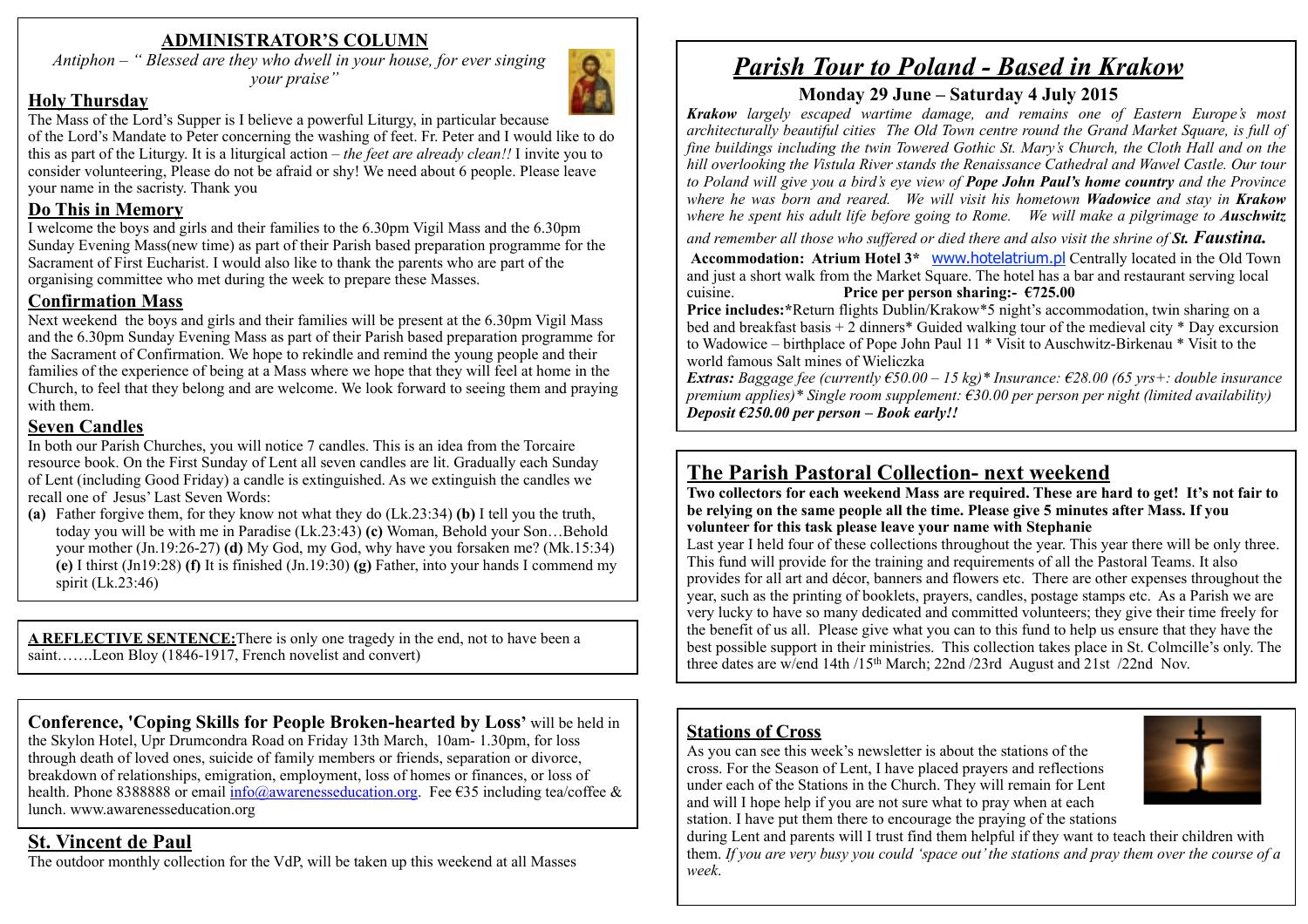## ADMINISTRATOR'S COLUMN

*Antiphon – " Blessed are they who dwell in your house, for ever singing your praise"*

### Holy Thursday

The Mass of the Lord's Supper is I believe a powerful Liturgy, in particular because of the Lord's Mandate to Peter concerning the washing of feet. Fr. Peter and I would like to do this as part of the Liturgy. It is a liturgical action – *the feet are already clean!!* I invite you to consider volunteering, Please do not be afraid or shy! We need about 6 people. Please leave your name in the sacristy. Thank you

### Do This in Memory

I welcome the boys and girls and their families to the 6.30pm Vigil Mass and the 6.30pm Sunday Evening Mass(new time) as part of their Parish based preparation programme for the Sacrament of First Eucharist. I would also like to thank the parents who are part of the organising committee who met during the week to prepare these Masses.

### Confirmation Mass

Next weekend the boys and girls and their families will be present at the 6.30pm Vigil Mass and the 6.30pm Sunday Evening Mass as part of their Parish based preparation programme for the Sacrament of Confirmation. We hope to rekindle and remind the young people and their families of the experience of being at a Mass where we hope that they will feel at home in the Church, to feel that they belong and are welcome. We look forward to seeing them and praying with them.

### Seven Candles

In both our Parish Churches, you will notice 7 candles. This is an idea from the Torcaire resource book. On the First Sunday of Lent all seven candles are lit. Gradually each Sunday of Lent (including Good Friday) a candle is extinguished. As we extinguish the candles we recall one of Jesus' Last Seven Words:

**(a)** Father forgive them, for they know not what they do (Lk.23:34) **(b)** I tell you the truth, today you will be with me in Paradise (Lk.23:43) **(c)** Woman, Behold your Son…Behold your mother (Jn.19:26-27) **(d)** My God, my God, why have you forsaken me? (Mk.15:34) **(e)** I thirst (Jn19:28) **(f)** It is finished (Jn.19:30) **(g)** Father, into your hands I commend my spirit (Lk.23:46)

**A REFLECTIVE SENTENCE:** There is only one tragedy in the end, not to have been a saint…….Leon Bloy (1846-1917, French novelist and convert)

**Conference, 'Coping Skills for People Broken-hearted by Loss'** will be held in the Skylon Hotel, Upr Drumcondra Road on Friday 13th March, 10am- 1.30pm, for loss through death of loved ones, suicide of family members or friends, separation or divorce, breakdown of relationships, emigration, employment, loss of homes or finances, or loss of health. Phone 8388888 or email info@awarenesseducation.org. Fee €35 including tea/coffee & lunch. www.awarenesseducation.org

### St. Vincent de Paul

The outdoor monthly collection for the VdP, will be taken up this weekend at all Masses

## *Parish Tour to Poland - Based in Krakow*

**Monday 29 June – Saturday 4 July 2015**

***Krakow*** *largely escaped wartime damage, and remains one of Eastern Europe's most architecturally beautiful cities The Old Town centre round the Grand Market Square, is full of fine buildings including the twin Towered Gothic St. Mary's Church, the Cloth Hall and on the hill overlooking the Vistula River stands the Renaissance Cathedral and Wawel Castle. Our tour to Poland will give you a bird's eye view of* ***Pope John Paul's home country*** *and the Province where he was born and reared. We will visit his hometown* ***Wadowice*** *and stay in* ***Krakow*** *where he spent his adult life before going to Rome. We will make a pilgrimage to* ***Auschwitz*** *and remember all those who suffered or died there and also visit the shrine of* ***St. Faustina.***

**Accommodation: Atrium Hotel 3\*** www.hotelatrium.pl Centrally located in the Old Town and just a short walk from the Market Square. The hotel has a bar and restaurant serving local cuisine. **Price per person sharing:- €725.00**

**Price includes:**\*Return flights Dublin/Krakow\*5 night's accommodation, twin sharing on a bed and breakfast basis + 2 dinners\* Guided walking tour of the medieval city \* Day excursion to Wadowice – birthplace of Pope John Paul 11 \* Visit to Auschwitz-Birkenau \* Visit to the world famous Salt mines of Wieliczka

***Extras:*** *Baggage fee (currently €50.00 – 15 kg)\* Insurance: €28.00 (65 yrs+: double insurance premium applies)\* Single room supplement: €30.00 per person per night (limited availability)*

***Deposit €250.00 per person – Book early!!***

## The Parish Pastoral Collection- next weekend

**Two collectors for each weekend Mass are required. These are hard to get! It's not fair to be relying on the same people all the time. Please give 5 minutes after Mass. If you volunteer for this task please leave your name with Stephanie**

Last year I held four of these collections throughout the year. This year there will be only three. This fund will provide for the training and requirements of all the Pastoral Teams. It also provides for all art and décor, banners and flowers etc. There are other expenses throughout the year, such as the printing of booklets, prayers, candles, postage stamps etc. As a Parish we are very lucky to have so many dedicated and committed volunteers; they give their time freely for the benefit of us all. Please give what you can to this fund to help us ensure that they have the best possible support in their ministries. This collection takes place in St. Colmcille's only. The three dates are w/end 14th /15th March; 22nd /23rd August and 21st /22nd Nov.

### Stations of Cross

As you can see this week's newsletter is about the stations of the cross. For the Season of Lent, I have placed prayers and reflections under each of the Stations in the Church. They will remain for Lent and will I hope help if you are not sure what to pray when at each station. I have put them there to encourage the praying of the stations during Lent and parents will I trust find them helpful if they want to teach their children with them. *If you are very busy you could 'space out' the stations and pray them over the course of a week.*